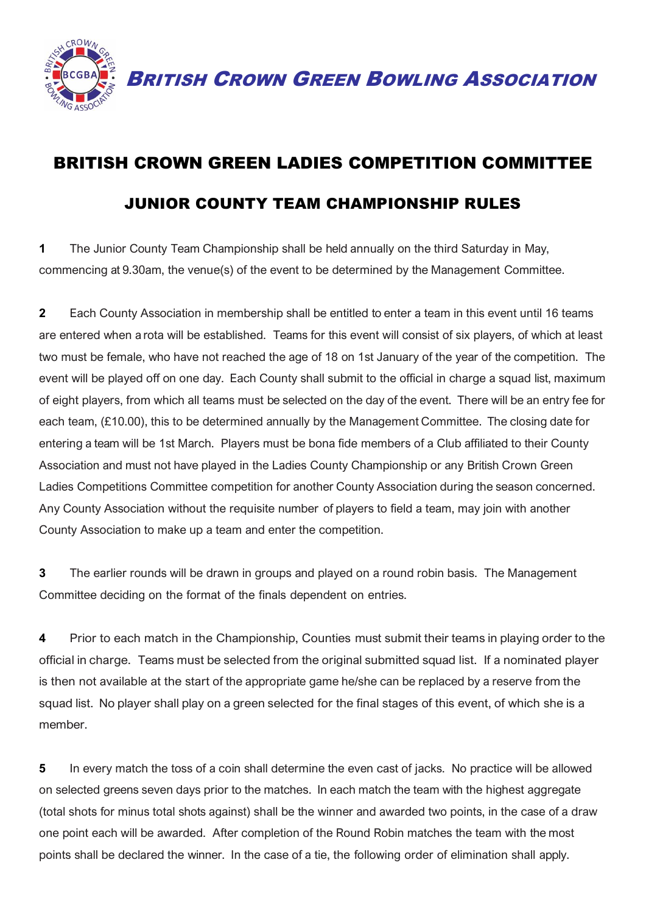**BRITISH CROWN GREEN BOWLING ASSOCIATION**

# BRITISH CROWN GREEN LADIES COMPETITION COMMITTEE

## JUNIOR COUNTY TEAM CHAMPIONSHIP RULES

**1** The Junior County Team Championship shall be held annually on the third Saturday in May, commencing at 9.30am, the venue(s) of the event to be determined by the Management Committee.

**2** Each County Association in membership shall be entitled to enter a team in this event until 16 teams are entered when a rota will be established. Teams for this event will consist of six players, of which at least two must be female, who have not reached the age of 18 on 1st January of the year of the competition. The event will be played off on one day. Each County shall submit to the official in charge a squad list, maximum of eight players, from which all teams must be selected on the day of the event. There will be an entry fee for each team, (£10.00), this to be determined annually by the Management Committee. The closing date for entering a team will be 1st March. Players must be bona fide members of a Club affiliated to their County Association and must not have played in the Ladies County Championship or any British Crown Green Ladies Competitions Committee competition for another County Association during the season concerned. Any County Association without the requisite number of players to field a team, may join with another County Association to make up a team and enter the competition.

**3** The earlier rounds will be drawn in groups and played on a round robin basis. The Management Committee deciding on the format of the finals dependent on entries.

**4** Prior to each match in the Championship, Counties must submit their teams in playing order to the official in charge. Teams must be selected from the original submitted squad list. If a nominated player is then not available at the start of the appropriate game he/she can be replaced by a reserve from the squad list. No player shall play on a green selected for the final stages of this event, of which she is a member.

**5** In every match the toss of a coin shall determine the even cast of jacks. No practice will be allowed on selected greens seven days prior to the matches. In each match the team with the highest aggregate (total shots for minus total shots against) shall be the winner and awarded two points, in the case of a draw one point each will be awarded. After completion of the Round Robin matches the team with the most points shall be declared the winner. In the case of a tie, the following order of elimination shall apply.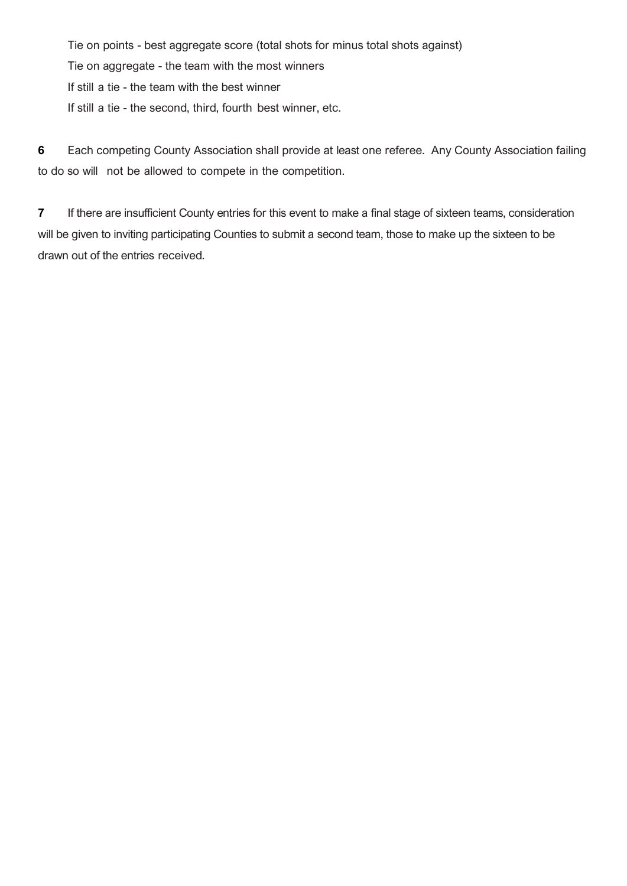Tie on points - best aggregate score (total shots for minus total shots against)

Tie on aggregate - the team with the most winners

If still a tie - the team with the best winner

If still a tie - the second, third, fourth best winner, etc.

**6** Each competing County Association shall provide at least one referee. Any County Association failing to do so will not be allowed to compete in the competition.

**7** If there are insufficient County entries for this event to make a final stage of sixteen teams, consideration will be given to inviting participating Counties to submit a second team, those to make up the sixteen to be drawn out of the entries received.